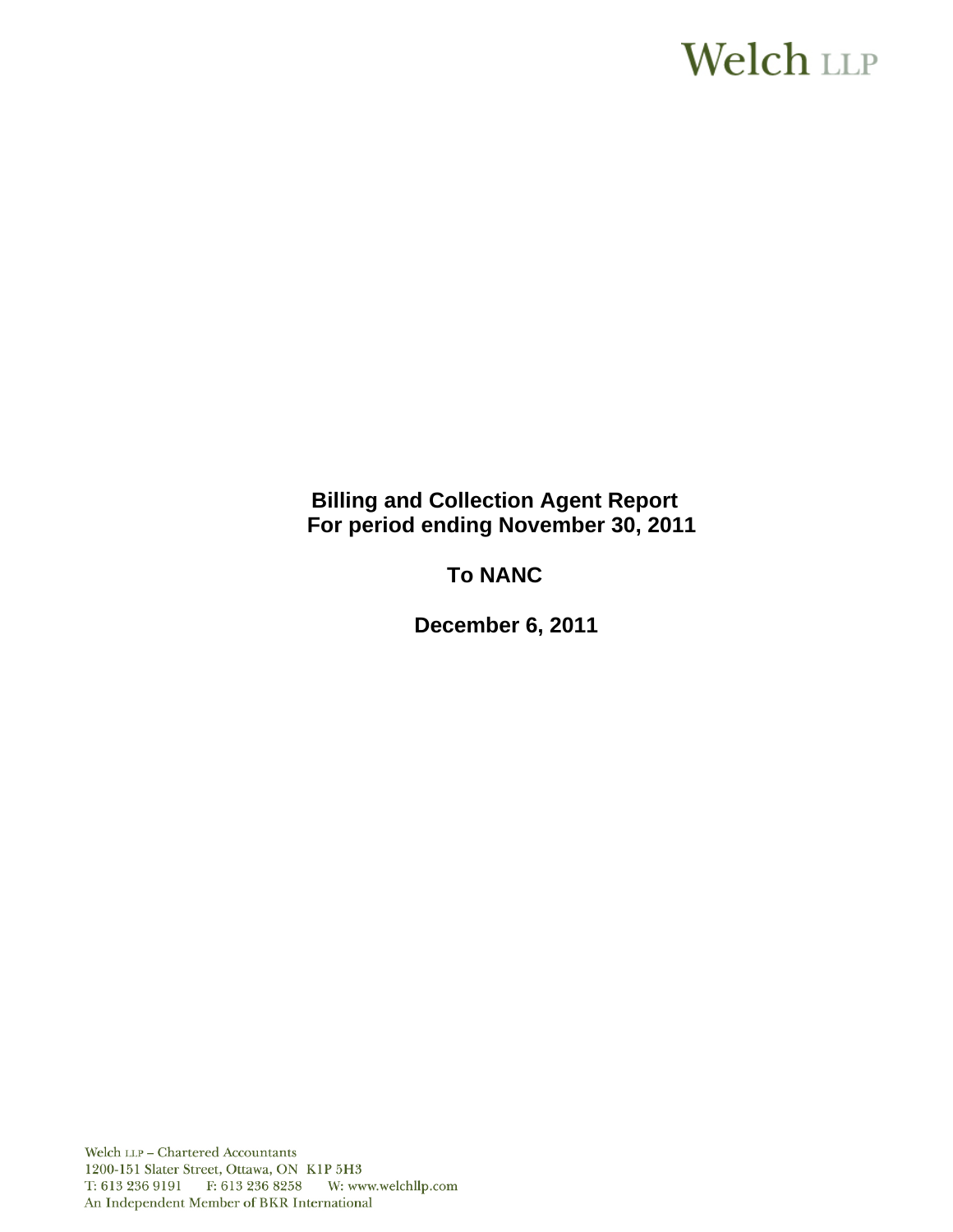Welch LLP

**Billing and Collection Agent Report**
**For period ending November 30, 2011**

**To NANC**

**December 6, 2011**

Welch LLP – Chartered Accountants
1200-151 Slater Street, Ottawa, ON K1P 5H3
T: 613 236 9191 F: 613 236 8258 W: www.welchllp.com
An Independent Member of BKR International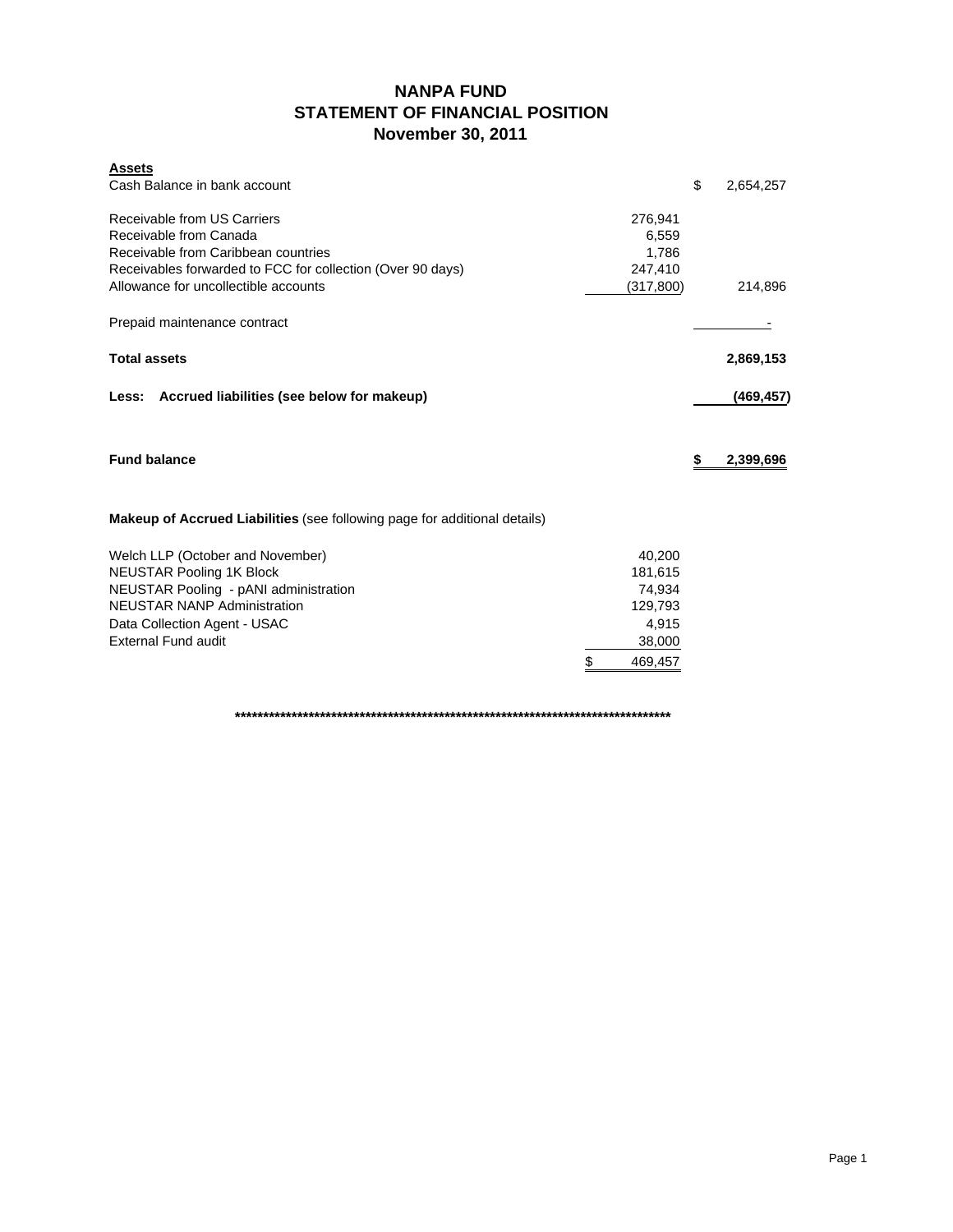# NANPA FUND
## STATEMENT OF FINANCIAL POSITION
## November 30, 2011

| **Assets** | | |
|---|---|---|
| Cash Balance in bank account | | $ 2,654,257 |
| Receivable from US Carriers | 276,941 | |
| Receivable from Canada | 6,559 | |
| Receivable from Caribbean countries | 1,786 | |
| Receivables forwarded to FCC for collection (Over 90 days) | 247,410 | |
| Allowance for uncollectible accounts | (317,800) | 214,896 |
| Prepaid maintenance contract | | - |
| **Total assets** | | **2,869,153** |
| **Less: Accrued liabilities (see below for makeup)** | | **(469,457)** |
| **Fund balance** | | **$ 2,399,696** |

**Makeup of Accrued Liabilities** (see following page for additional details)

| | |
|---|---|
| Welch LLP (October and November) | 40,200 |
| NEUSTAR Pooling 1K Block | 181,615 |
| NEUSTAR Pooling - pANI administration | 74,934 |
| NEUSTAR NANP Administration | 129,793 |
| Data Collection Agent - USAC | 4,915 |
| External Fund audit | 38,000 |
| | $ 469,457 |

********************************************************************************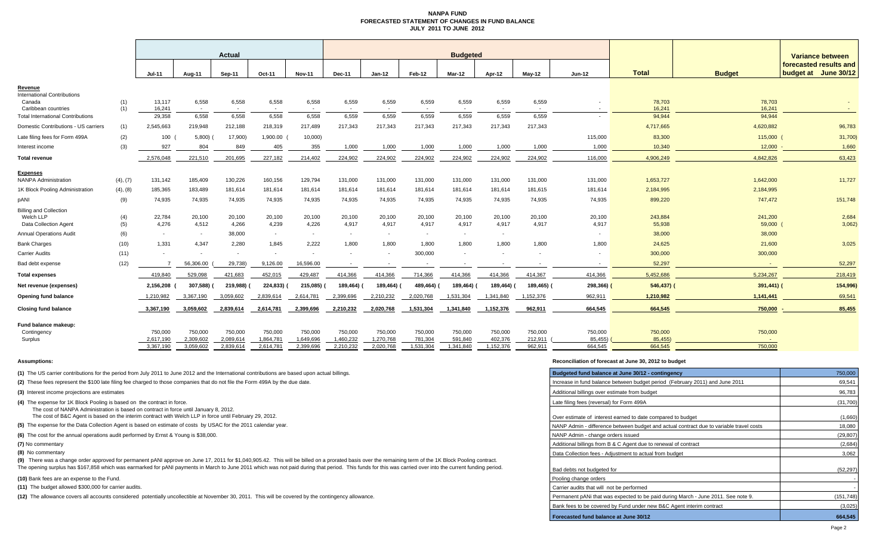# NANPA FUND
## FORECASTED STATEMENT OF CHANGES IN FUND BALANCE
### JULY 2011 TO JUNE 2012

| | | Actual | | | | | Budgeted | | | | | | | | | Variance between forecasted results and budget at June 30/12 |
|---|---|---|---|---|---|---|---|---|---|---|---|---|---|---|---|---|
| | | Jul-11 | Aug-11 | Sep-11 | Oct-11 | Nov-11 | Dec-11 | Jan-12 | Feb-12 | Mar-12 | Apr-12 | May-12 | Jun-12 | Total | Budget | |
| **Revenue** | | | | | | | | | | | | | | | | |
| International Contributions | | | | | | | | | | | | | | | | |
| Canada | (1) | 13,117 | 6,558 | 6,558 | 6,558 | 6,558 | 6,559 | 6,559 | 6,559 | 6,559 | 6,559 | 6,559 | - | 78,703 | 78,703 | - |
| Caribbean countries | (1) | 16,241 | - | - | - | - | - | - | - | - | - | - | - | 16,241 | 16,241 | - |
| Total International Contributions | | 29,358 | 6,558 | 6,558 | 6,558 | 6,558 | 6,559 | 6,559 | 6,559 | 6,559 | 6,559 | 6,559 | - | 94,944 | 94,944 | |
| Domestic Contributions - US carriers | (1) | 2,545,663 | 219,948 | 212,188 | 218,319 | 217,489 | 217,343 | 217,343 | 217,343 | 217,343 | 217,343 | 217,343 | | 4,717,665 | 4,620,882 | 96,783 |
| Late filing fees for Form 499A | (2) | 100 | (5,800) | (17,900) | 1,900.00 | (10,000) | | | | | | | 115,000 | 83,300 | 115,000 | (31,700) |
| Interest income | (3) | 927 | 804 | 849 | 405 | 355 | 1,000 | 1,000 | 1,000 | 1,000 | 1,000 | 1,000 | 1,000 | 10,340 | 12,000 | - 1,660 |
| **Total revenue** | | 2,576,048 | 221,510 | 201,695 | 227,182 | 214,402 | 224,902 | 224,902 | 224,902 | 224,902 | 224,902 | 224,902 | 116,000 | 4,906,249 | 4,842,826 | 63,423 |
| **Expenses** | | | | | | | | | | | | | | | | |
| NANPA Administration | (4), (7) | 131,142 | 185,409 | 130,226 | 160,156 | 129,794 | 131,000 | 131,000 | 131,000 | 131,000 | 131,000 | 131,000 | 131,000 | 1,653,727 | 1,642,000 | 11,727 |
| 1K Block Pooling Administration | (4), (8) | 185,365 | 183,489 | 181,614 | 181,614 | 181,614 | 181,614 | 181,614 | 181,614 | 181,614 | 181,614 | 181,615 | 181,614 | 2,184,995 | 2,184,995 | |
| pANI | (9) | 74,935 | 74,935 | 74,935 | 74,935 | 74,935 | 74,935 | 74,935 | 74,935 | 74,935 | 74,935 | 74,935 | 74,935 | 899,220 | 747,472 | 151,748 |
| Billing and Collection | | | | | | | | | | | | | | | | |
| Welch LLP | (4) | 22,784 | 20,100 | 20,100 | 20,100 | 20,100 | 20,100 | 20,100 | 20,100 | 20,100 | 20,100 | 20,100 | 20,100 | 243,884 | 241,200 | 2,684 |
| Data Collection Agent | (5) | 4,276 | 4,512 | 4,266 | 4,239 | 4,226 | 4,917 | 4,917 | 4,917 | 4,917 | 4,917 | 4,917 | 4,917 | 55,938 | 59,000 | (3,062) |
| Annual Operations Audit | (6) | - | - | 38,000 | - | - | - | - | - | - | - | | - | 38,000 | 38,000 | |
| Bank Charges | (10) | 1,331 | 4,347 | 2,280 | 1,845 | 2,222 | 1,800 | 1,800 | 1,800 | 1,800 | 1,800 | 1,800 | 1,800 | 24,625 | 21,600 | 3,025 |
| Carrier Audits | (11) | - | - | - | - | - | - | - | 300,000 | - | - | - | - | 300,000 | 300,000 | |
| Bad debt expense | (12) | 7 | 56,306.00 | (29,738) | 9,126.00 | 16,596.00 | - | - | - | - | - | - | - | 52,297 | - | 52,297 |
| **Total expenses** | | 419,840 | 529,098 | 421,683 | 452,015 | 429,487 | 414,366 | 414,366 | 714,366 | 414,366 | 414,366 | 414,367 | 414,366 | 5,452,686 | 5,234,267 | 218,419 |
| **Net revenue (expenses)** | | 2,156,208 | (307,588) | (219,988) | (224,833) | (215,085) | (189,464) | (189,464) | (489,464) | (189,464) | (189,464) | (189,465) | (298,366) | (546,437) | (391,441) | (154,996) |
| **Opening fund balance** | | 1,210,982 | 3,367,190 | 3,059,602 | 2,839,614 | 2,614,781 | 2,399,696 | 2,210,232 | 2,020,768 | 1,531,304 | 1,341,840 | 1,152,376 | 962,911 | 1,210,982 | 1,141,441 | 69,541 |
| **Closing fund balance** | | 3,367,190 | 3,059,602 | 2,839,614 | 2,614,781 | 2,399,696 | 2,210,232 | 2,020,768 | 1,531,304 | 1,341,840 | 1,152,376 | 962,911 | 664,545 | 664,545 | 750,000 | - 85,455 |
| **Fund balance makeup:** | | | | | | | | | | | | | | | | |
| Contingency | | 750,000 | 750,000 | 750,000 | 750,000 | 750,000 | 750,000 | 750,000 | 750,000 | 750,000 | 750,000 | 750,000 | 750,000 | 750,000 | 750,000 | |
| Surplus | | 2,617,190 | 2,309,602 | 2,089,614 | 1,864,781 | 1,649,696 | 1,460,232 | 1,270,768 | 781,304 | 591,840 | 402,376 | 212,911 | (85,455) | (85,455) | - | |
| | | 3,367,190 | 3,059,602 | 2,839,614 | 2,614,781 | 2,399,696 | 2,210,232 | 2,020,768 | 1,531,304 | 1,341,840 | 1,152,376 | 962,911 | 664,545 | 664,545 | 750,000 | |

**Assumptions:**

**(1)** The US carrier contributions for the period from July 2011 to June 2012 and the International contributions are based upon actual billings.

**(2)** These fees represent the $100 late filing fee charged to those companies that do not file the Form 499A by the due date.

**(3)** Interest income projections are estimates

**(4)** The expense for 1K Block Pooling is based on the contract in force.
The cost of NANPA Administration is based on contract in force until January 8, 2012.
The cost of B&C Agent is based on the interim contract with Welch LLP in force until February 29, 2012.

**(5)** The expense for the Data Collection Agent is based on estimate of costs by USAC for the 2011 calendar year.

**(6)** The cost for the annual operations audit performed by Ernst & Young is $38,000.

**(7)** No commentary

**(8)** No commentary

**(9)** There was a change order approved for permanent pANI approve on June 17, 2011 for $1,040,905.42. This will be billed on a prorated basis over the remaining term of the 1K Block Pooling contract.
The opening surplus has $167,858 which was earmarked for pANI payments in March to June 2011 which was not paid during that period. This funds for this was carried over into the current funding period.

**(10)** Bank fees are an expense to the Fund.

**(11)** The budget allowed $300,000 for carrier audits.

**(12)** The allowance covers all accounts considered potentially uncollectible at November 30, 2011. This will be covered by the contingency allowance.

**Reconciliation of forecast at June 30, 2012 to budget**

| | |
|---|---|
| **Budgeted fund balance at June 30/12 - contingency** | 750,000 |
| Increase in fund balance between budget period (February 2011) and June 2011 | 69,541 |
| Additional billings over estimate from budget | 96,783 |
| Late filing fees (reversal) for Form 499A | (31,700) |
| Over estimate of interest earned to date compared to budget | (1,660) |
| NANP Admin - difference between budget and actual contract due to variable travel costs | 18,080 |
| NANP Admin - change orders issued | (29,807) |
| Additional billings from B & C Agent due to renewal of contract | (2,684) |
| Data Collection fees - Adjustment to actual from budget | 3,062 |
| Bad debts not budgeted for | (52,297) |
| Pooling change orders | - |
| Carrier audits that will not be performed | - |
| Permanent pANi that was expected to be paid during March - June 2011. See note 9. | (151,748) |
| Bank fees to be covered by Fund under new B&C Agent interim contract | (3,025) |
| **Forecasted fund balance at June 30/12** | **664,545** |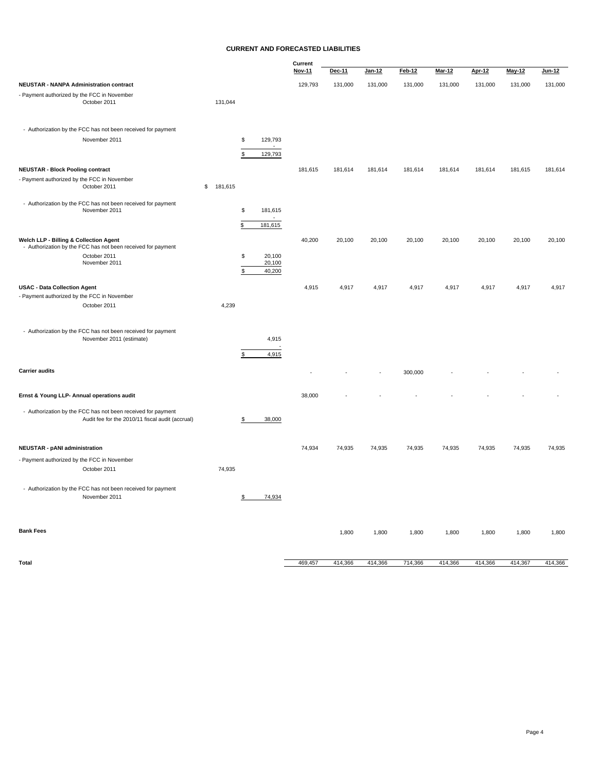## CURRENT AND FORECASTED LIABILITIES

| | | | Current Nov-11 | Dec-11 | Jan-12 | Feb-12 | Mar-12 | Apr-12 | May-12 | Jun-12 |
|---|---|---|---|---|---|---|---|---|---|---|
| **NEUSTAR - NANPA Administration contract** | | | 129,793 | 131,000 | 131,000 | 131,000 | 131,000 | 131,000 | 131,000 | 131,000 |
| - Payment authorized by the FCC in November October 2011 | 131,044 | | | | | | | | | |
| - Authorization by the FCC has not been received for payment November 2011 | | $ 129,793 | | | | | | | | |
| | | - | | | | | | | | |
| | | $ 129,793 | | | | | | | | |
| **NEUSTAR - Block Pooling contract** | | | 181,615 | 181,614 | 181,614 | 181,614 | 181,614 | 181,614 | 181,615 | 181,614 |
| - Payment authorized by the FCC in November October 2011 | $ 181,615 | | | | | | | | | |
| - Authorization by the FCC has not been received for payment November 2011 | | $ 181,615 | | | | | | | | |
| | | - | | | | | | | | |
| | | $ 181,615 | | | | | | | | |
| **Welch LLP - Billing & Collection Agent** | | | 40,200 | 20,100 | 20,100 | 20,100 | 20,100 | 20,100 | 20,100 | 20,100 |
| - Authorization by the FCC has not been received for payment | | | | | | | | | | |
| October 2011 | | $ 20,100 | | | | | | | | |
| November 2011 | | 20,100 | | | | | | | | |
| | | $ 40,200 | | | | | | | | |
| **USAC - Data Collection Agent** | | | 4,915 | 4,917 | 4,917 | 4,917 | 4,917 | 4,917 | 4,917 | 4,917 |
| - Payment authorized by the FCC in November October 2011 | 4,239 | | | | | | | | | |
| - Authorization by the FCC has not been received for payment November 2011 (estimate) | | 4,915 | | | | | | | | |
| | | - | | | | | | | | |
| | | $ 4,915 | | | | | | | | |
| **Carrier audits** | | | - | - | - | 300,000 | - | - | - | - |
| **Ernst & Young LLP- Annual operations audit** | | | 38,000 | - | - | - | - | - | - | - |
| - Authorization by the FCC has not been received for payment Audit fee for the 2010/11 fiscal audit (accrual) | | $ 38,000 | | | | | | | | |
| **NEUSTAR - pANI administration** | | | 74,934 | 74,935 | 74,935 | 74,935 | 74,935 | 74,935 | 74,935 | 74,935 |
| - Payment authorized by the FCC in November October 2011 | 74,935 | | | | | | | | | |
| - Authorization by the FCC has not been received for payment November 2011 | | $ 74,934 | | | | | | | | |
| **Bank Fees** | | | | 1,800 | 1,800 | 1,800 | 1,800 | 1,800 | 1,800 | 1,800 |
| **Total** | | | 469,457 | 414,366 | 414,366 | 714,366 | 414,366 | 414,366 | 414,367 | 414,366 |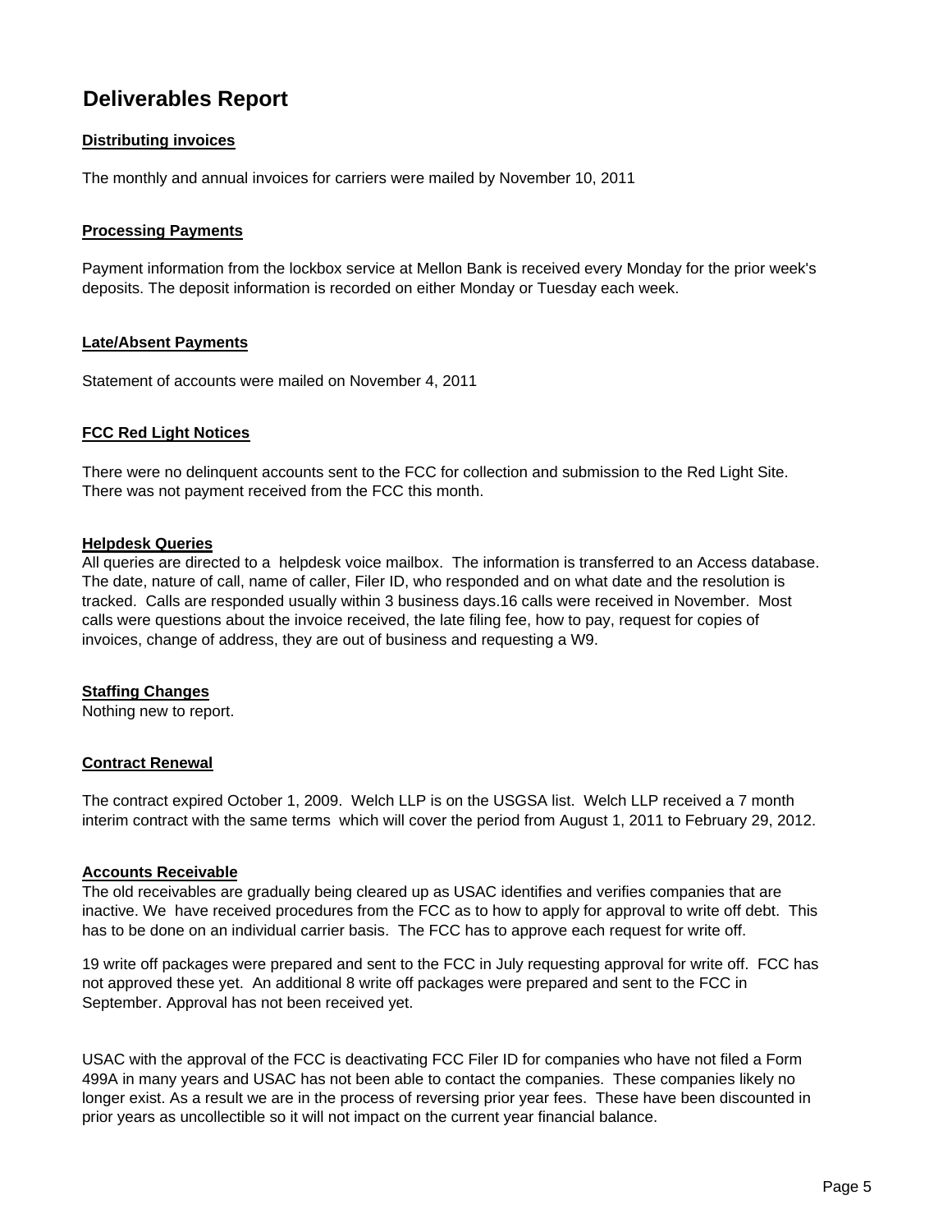# Deliverables Report

**Distributing invoices**

The monthly and annual invoices for carriers were mailed by November 10, 2011

**Processing Payments**

Payment information from the lockbox service at Mellon Bank is received every Monday for the prior week's deposits. The deposit information is recorded on either Monday or Tuesday each week.

**Late/Absent Payments**

Statement of accounts were mailed on November 4, 2011

**FCC Red Light Notices**

There were no delinquent accounts sent to the FCC for collection and submission to the Red Light Site. There was not payment received from the FCC this month.

**Helpdesk Queries**

All queries are directed to a helpdesk voice mailbox. The information is transferred to an Access database. The date, nature of call, name of caller, Filer ID, who responded and on what date and the resolution is tracked. Calls are responded usually within 3 business days.16 calls were received in November. Most calls were questions about the invoice received, the late filing fee, how to pay, request for copies of invoices, change of address, they are out of business and requesting a W9.

**Staffing Changes**

Nothing new to report.

**Contract Renewal**

The contract expired October 1, 2009. Welch LLP is on the USGSA list. Welch LLP received a 7 month interim contract with the same terms which will cover the period from August 1, 2011 to February 29, 2012.

**Accounts Receivable**

The old receivables are gradually being cleared up as USAC identifies and verifies companies that are inactive. We have received procedures from the FCC as to how to apply for approval to write off debt. This has to be done on an individual carrier basis. The FCC has to approve each request for write off.

19 write off packages were prepared and sent to the FCC in July requesting approval for write off. FCC has not approved these yet. An additional 8 write off packages were prepared and sent to the FCC in September. Approval has not been received yet.

USAC with the approval of the FCC is deactivating FCC Filer ID for companies who have not filed a Form 499A in many years and USAC has not been able to contact the companies. These companies likely no longer exist. As a result we are in the process of reversing prior year fees. These have been discounted in prior years as uncollectible so it will not impact on the current year financial balance.